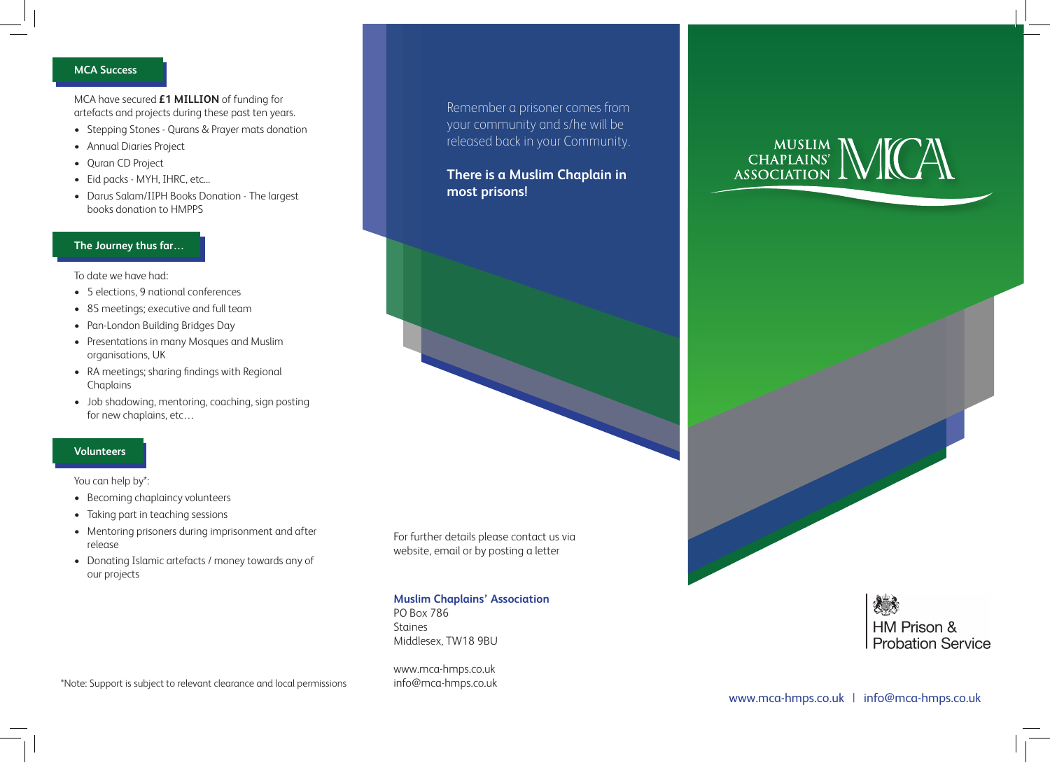## MCA Success

MCA have secured **£1 MILLION** of funding for artefacts and projects during these past ten years.

- Stepping Stones - Qurans & Prayer mats donation
- Annual Diaries Project
- Quran CD Project
- Eid packs - MYH, IHRC, etc...
- Darus Salam/IIPH Books Donation - The largest books donation to HMPPS

## The Journey thus far…

To date we have had:

- 5 elections, 9 national conferences
- 85 meetings; executive and full team
- Pan-London Building Bridges Day
- Presentations in many Mosques and Muslim organisations, UK
- RA meetings; sharing findings with Regional Chaplains
- Job shadowing, mentoring, coaching, sign posting for new chaplains, etc…

## Volunteers

You can help by*:

- Becoming chaplaincy volunteers
- Taking part in teaching sessions
- Mentoring prisoners during imprisonment and after release
- Donating Islamic artefacts / money towards any of our projects

*Note: Support is subject to relevant clearance and local permissions

Remember a prisoner comes from your community and s/he will be released back in your Community.

**There is a Muslim Chaplain in most prisons!**

For further details please contact us via website, email or by posting a letter

**Muslim Chaplains' Association**
PO Box 786
Staines
Middlesex, TW18 9BU

www.mca-hmps.co.uk
info@mca-hmps.co.uk

# MUSLIM CHAPLAINS' ASSOCIATION MCA

HM Prison & Probation Service

www.mca-hmps.co.uk | info@mca-hmps.co.uk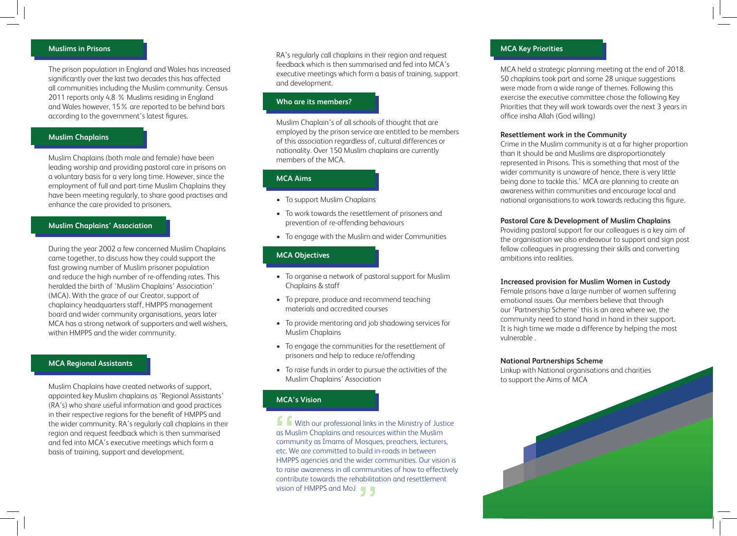## Muslims in Prisons

The prison population in England and Wales has increased significantly over the last two decades this has affected all communities including the Muslim community. Census 2011 reports only 4.8 % Muslims residing in England and Wales however, 15% are reported to be behind bars according to the government's latest figures.

## Muslim Chaplains

Muslim Chaplains (both male and female) have been leading worship and providing pastoral care in prisons on a voluntary basis for a very long time. However, since the employment of full and part-time Muslim Chaplains they have been meeting regularly, to share good practises and enhance the care provided to prisoners.

## Muslim Chaplains' Association

During the year 2002 a few concerned Muslim Chaplains came together, to discuss how they could support the fast growing number of Muslim prisoner population and reduce the high number of re-offending rates. This heralded the birth of 'Muslim Chaplains' Association' (MCA). With the grace of our Creator, support of chaplaincy headquarters staff, HMPPS management board and wider community organisations, years later MCA has a strong network of supporters and well wishers, within HMPPS and the wider community.

## MCA Regional Assistants

Muslim Chaplains have created networks of support, appointed key Muslim chaplains as 'Regional Assistants' (RA's) who share useful information and good practices in their respective regions for the benefit of HMPPS and the wider community. RA's regularly call chaplains in their region and request feedback which is then summarised and fed into MCA's executive meetings which form a basis of training, support and development.

RA's regularly call chaplains in their region and request feedback which is then summarised and fed into MCA's executive meetings which form a basis of training, support and development.

## Who are its members?

Muslim Chaplain's of all schools of thought that are employed by the prison service are entitled to be members of this association regardless of, cultural differences or nationality. Over 150 Muslim chaplains are currently members of the MCA.

## MCA Aims

- To support Muslim Chaplains
- To work towards the resettlement of prisoners and prevention of re-offending behaviours
- To engage with the Muslim and wider Communities

## MCA Objectives

- To organise a network of pastoral support for Muslim Chaplains & staff
- To prepare, produce and recommend teaching materials and accredited courses
- To provide mentoring and job shadowing services for Muslim Chaplains
- To engage the communities for the resettlement of prisoners and help to reduce re/offending
- To raise funds in order to pursue the activities of the Muslim Chaplains' Association

## MCA's Vision

"With our professional links in the Ministry of Justice as Muslim Chaplains and resources within the Muslim community as Imams of Mosques, preachers, lecturers, etc. We are committed to build in-roads in between HMPPS agencies and the wider communities. Our vision is to raise awareness in all communities of how to effectively contribute towards the rehabilitation and resettlement vision of HMPPS and MoJ"

## MCA Key Priorities

MCA held a strategic planning meeting at the end of 2018. 50 chaplains took part and some 28 unique suggestions were made from a wide range of themes. Following this exercise the executive committee chose the following Key Priorities that they will work towards over the next 3 years in office insha Allah (God willing)

**Resettlement work in the Community**
Crime in the Muslim community is at a far higher proportion than it should be and Muslims are disproportionately represented in Prisons. This is something that most of the wider community is unaware of hence, there is very little being done to tackle this.' MCA are planning to create an awareness within communities and encourage local and national organisations to work towards reducing this figure.

**Pastoral Care & Development of Muslim Chaplains**
Providing pastoral support for our colleagues is a key aim of the organisation we also endeavour to support and sign post fellow colleagues in progressing their skills and converting ambitions into realities.

**Increased provision for Muslim Women in Custody**
Female prisons have a large number of women suffering emotional issues. Our members believe that through our 'Partnership Scheme' this is an area where we, the community need to stand hand in hand in their support. It is high time we made a difference by helping the most vulnerable .

**National Partnerships Scheme**
Linkup with National organisations and charities to support the Aims of MCA